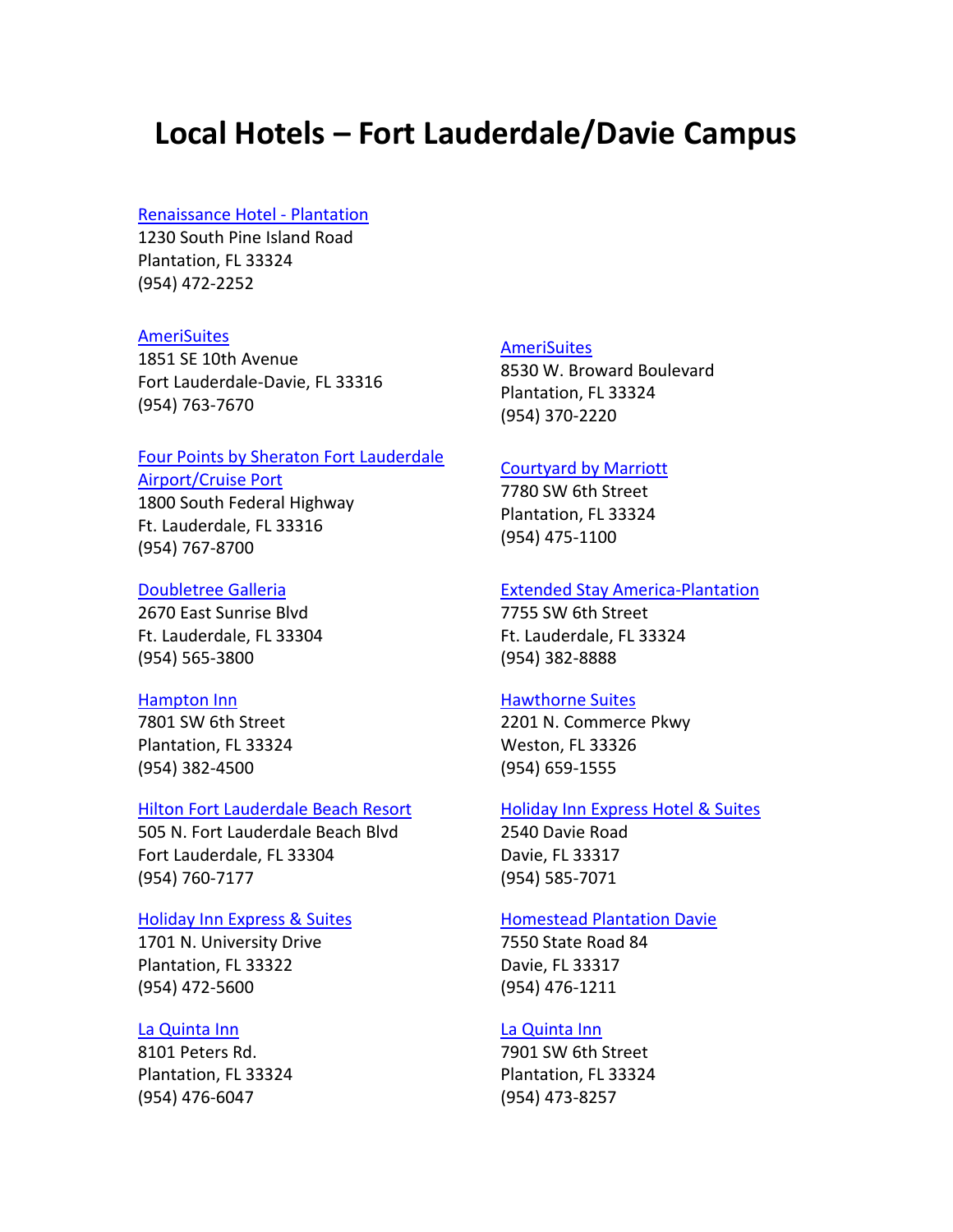# Local Hotels – Fort Lauderdale/Davie Campus

Renaissance Hotel - Plantation
1230 South Pine Island Road
Plantation, FL 33324
(954) 472-2252

AmeriSuites
1851 SE 10th Avenue
Fort Lauderdale-Davie, FL 33316
(954) 763-7670

Four Points by Sheraton Fort Lauderdale Airport/Cruise Port
1800 South Federal Highway
Ft. Lauderdale, FL 33316
(954) 767-8700

Doubletree Galleria
2670 East Sunrise Blvd
Ft. Lauderdale, FL 33304
(954) 565-3800

Hampton Inn
7801 SW 6th Street
Plantation, FL 33324
(954) 382-4500

Hilton Fort Lauderdale Beach Resort
505 N. Fort Lauderdale Beach Blvd
Fort Lauderdale, FL 33304
(954) 760-7177

Holiday Inn Express & Suites
1701 N. University Drive
Plantation, FL 33322
(954) 472-5600

La Quinta Inn
8101 Peters Rd.
Plantation, FL 33324
(954) 476-6047

AmeriSuites
8530 W. Broward Boulevard
Plantation, FL 33324
(954) 370-2220

Courtyard by Marriott
7780 SW 6th Street
Plantation, FL 33324
(954) 475-1100

Extended Stay America-Plantation
7755 SW 6th Street
Ft. Lauderdale, FL 33324
(954) 382-8888

Hawthorne Suites
2201 N. Commerce Pkwy
Weston, FL 33326
(954) 659-1555

Holiday Inn Express Hotel & Suites
2540 Davie Road
Davie, FL 33317
(954) 585-7071

Homestead Plantation Davie
7550 State Road 84
Davie, FL 33317
(954) 476-1211

La Quinta Inn
7901 SW 6th Street
Plantation, FL 33324
(954) 473-8257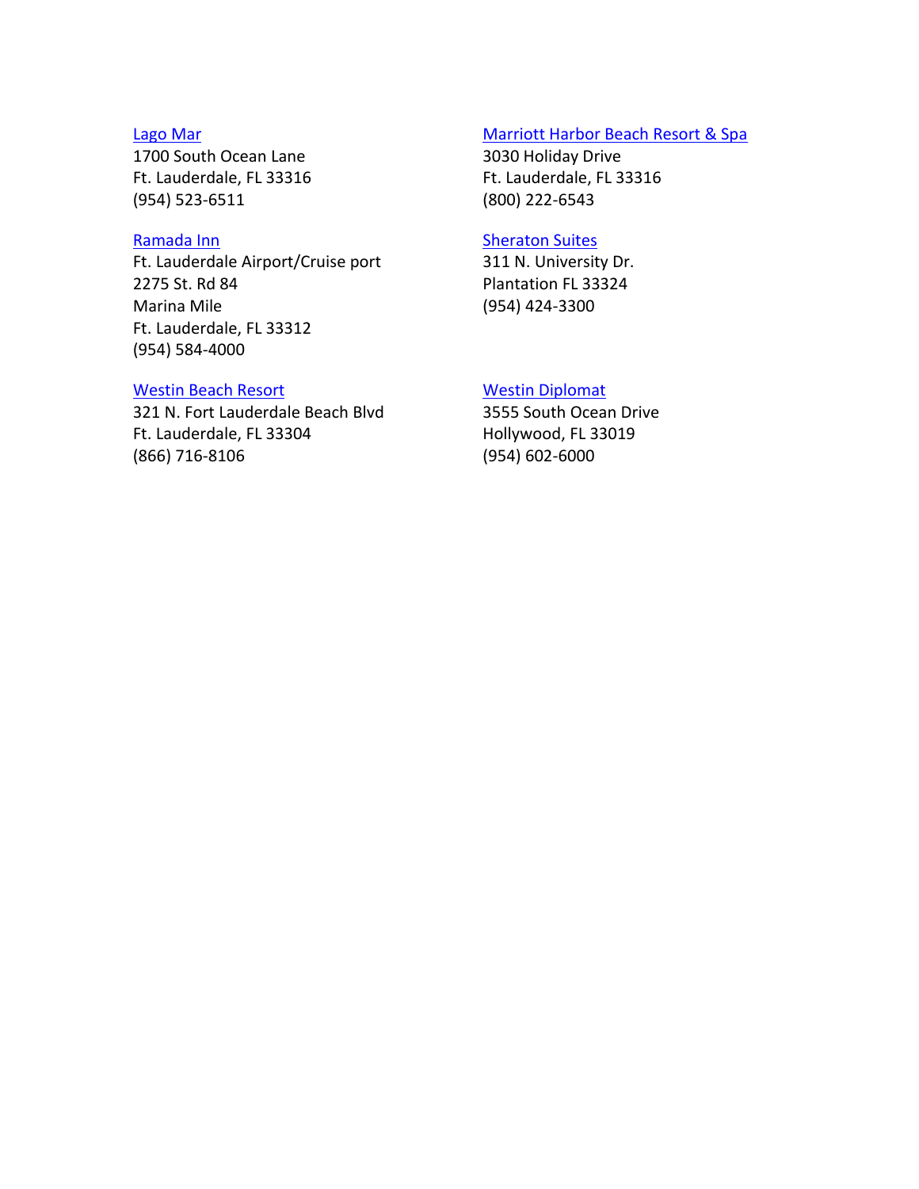Lago Mar
1700 South Ocean Lane
Ft. Lauderdale, FL 33316
(954) 523-6511

Marriott Harbor Beach Resort & Spa
3030 Holiday Drive
Ft. Lauderdale, FL 33316
(800) 222-6543

Ramada Inn
Ft. Lauderdale Airport/Cruise port
2275 St. Rd 84
Marina Mile
Ft. Lauderdale, FL 33312
(954) 584-4000

Sheraton Suites
311 N. University Dr.
Plantation FL 33324
(954) 424-3300

Westin Beach Resort
321 N. Fort Lauderdale Beach Blvd
Ft. Lauderdale, FL 33304
(866) 716-8106

Westin Diplomat
3555 South Ocean Drive
Hollywood, FL 33019
(954) 602-6000